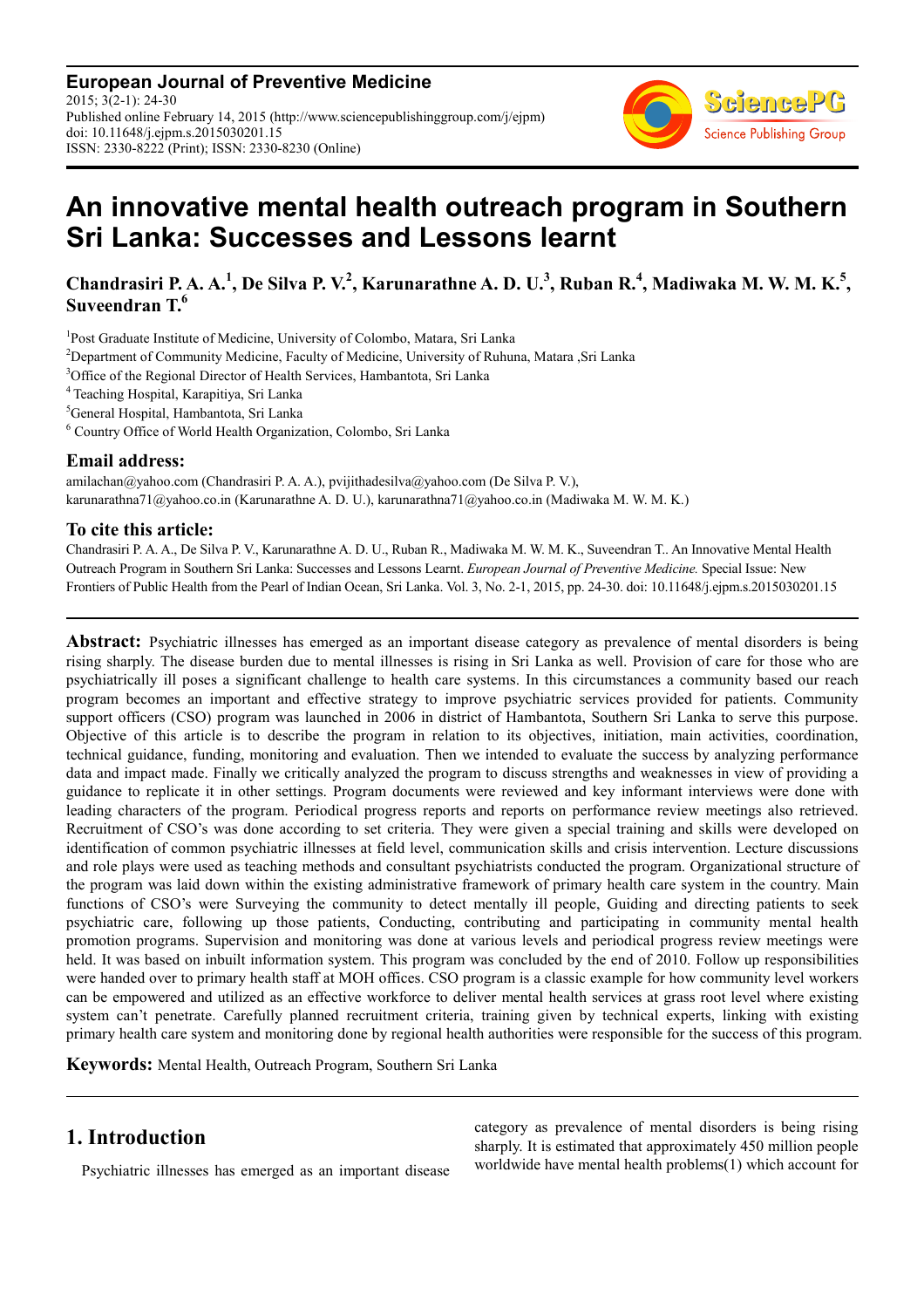**European Journal of Preventive Medicine**
2015; 3(2-1): 24-30
Published online February 14, 2015 (http://www.sciencepublishinggroup.com/j/ejpm)
doi: 10.11648/j.ejpm.s.2015030201.15
ISSN: 2330-8222 (Print); ISSN: 2330-8230 (Online)

# An innovative mental health outreach program in Southern Sri Lanka: Successes and Lessons learnt

**Chandrasiri P. A. A.[1], De Silva P. V.[2], Karunarathne A. D. U.[3], Ruban R.[4], Madiwaka M. W. M. K.[5], Suveendran T.[6]**

[1]Post Graduate Institute of Medicine, University of Colombo, Matara, Sri Lanka
[2]Department of Community Medicine, Faculty of Medicine, University of Ruhuna, Matara ,Sri Lanka
[3]Office of the Regional Director of Health Services, Hambantota, Sri Lanka
[4] Teaching Hospital, Karapitiya, Sri Lanka
[5]General Hospital, Hambantota, Sri Lanka
[6] Country Office of World Health Organization, Colombo, Sri Lanka

### Email address:

amilachan@yahoo.com (Chandrasiri P. A. A.), pvijithadesilva@yahoo.com (De Silva P. V.),
karunarathna71@yahoo.co.in (Karunarathne A. D. U.), karunarathna71@yahoo.co.in (Madiwaka M. W. M. K.)

### To cite this article:

Chandrasiri P. A. A., De Silva P. V., Karunarathne A. D. U., Ruban R., Madiwaka M. W. M. K., Suveendran T.. An Innovative Mental Health Outreach Program in Southern Sri Lanka: Successes and Lessons Learnt. *European Journal of Preventive Medicine.* Special Issue: New Frontiers of Public Health from the Pearl of Indian Ocean, Sri Lanka. Vol. 3, No. 2-1, 2015, pp. 24-30. doi: 10.11648/j.ejpm.s.2015030201.15

---

**Abstract:** Psychiatric illnesses has emerged as an important disease category as prevalence of mental disorders is being rising sharply. The disease burden due to mental illnesses is rising in Sri Lanka as well. Provision of care for those who are psychiatrically ill poses a significant challenge to health care systems. In this circumstances a community based our reach program becomes an important and effective strategy to improve psychiatric services provided for patients. Community support officers (CSO) program was launched in 2006 in district of Hambantota, Southern Sri Lanka to serve this purpose. Objective of this article is to describe the program in relation to its objectives, initiation, main activities, coordination, technical guidance, funding, monitoring and evaluation. Then we intended to evaluate the success by analyzing performance data and impact made. Finally we critically analyzed the program to discuss strengths and weaknesses in view of providing a guidance to replicate it in other settings. Program documents were reviewed and key informant interviews were done with leading characters of the program. Periodical progress reports and reports on performance review meetings also retrieved. Recruitment of CSO's was done according to set criteria. They were given a special training and skills were developed on identification of common psychiatric illnesses at field level, communication skills and crisis intervention. Lecture discussions and role plays were used as teaching methods and consultant psychiatrists conducted the program. Organizational structure of the program was laid down within the existing administrative framework of primary health care system in the country. Main functions of CSO's were Surveying the community to detect mentally ill people, Guiding and directing patients to seek psychiatric care, following up those patients, Conducting, contributing and participating in community mental health promotion programs. Supervision and monitoring was done at various levels and periodical progress review meetings were held. It was based on inbuilt information system. This program was concluded by the end of 2010. Follow up responsibilities were handed over to primary health staff at MOH offices. CSO program is a classic example for how community level workers can be empowered and utilized as an effective workforce to deliver mental health services at grass root level where existing system can't penetrate. Carefully planned recruitment criteria, training given by technical experts, linking with existing primary health care system and monitoring done by regional health authorities were responsible for the success of this program.

**Keywords:** Mental Health, Outreach Program, Southern Sri Lanka

---

## 1. Introduction

Psychiatric illnesses has emerged as an important disease category as prevalence of mental disorders is being rising sharply. It is estimated that approximately 450 million people worldwide have mental health problems(1) which account for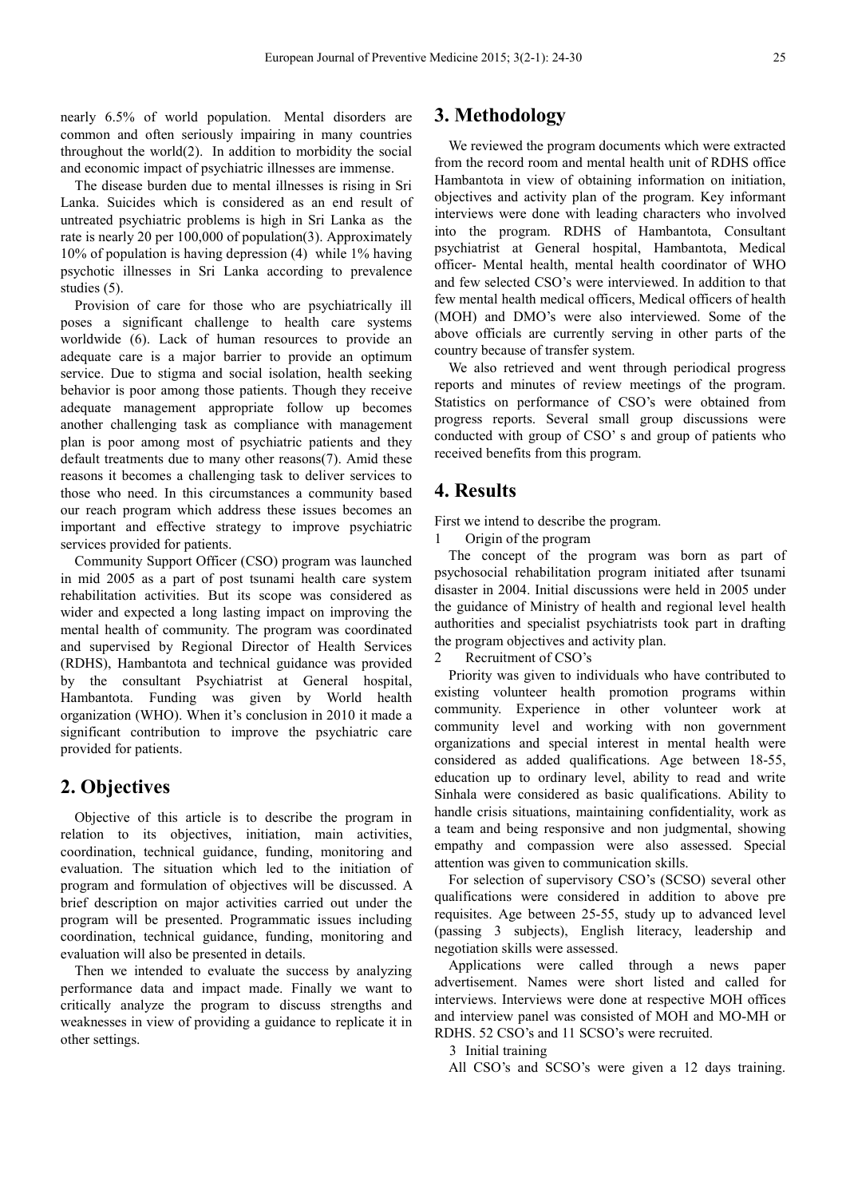nearly 6.5% of world population. Mental disorders are common and often seriously impairing in many countries throughout the world(2). In addition to morbidity the social and economic impact of psychiatric illnesses are immense.

The disease burden due to mental illnesses is rising in Sri Lanka. Suicides which is considered as an end result of untreated psychiatric problems is high in Sri Lanka as the rate is nearly 20 per 100,000 of population(3). Approximately 10% of population is having depression (4) while 1% having psychotic illnesses in Sri Lanka according to prevalence studies (5).

Provision of care for those who are psychiatrically ill poses a significant challenge to health care systems worldwide (6). Lack of human resources to provide an adequate care is a major barrier to provide an optimum service. Due to stigma and social isolation, health seeking behavior is poor among those patients. Though they receive adequate management appropriate follow up becomes another challenging task as compliance with management plan is poor among most of psychiatric patients and they default treatments due to many other reasons(7). Amid these reasons it becomes a challenging task to deliver services to those who need. In this circumstances a community based our reach program which address these issues becomes an important and effective strategy to improve psychiatric services provided for patients.

Community Support Officer (CSO) program was launched in mid 2005 as a part of post tsunami health care system rehabilitation activities. But its scope was considered as wider and expected a long lasting impact on improving the mental health of community. The program was coordinated and supervised by Regional Director of Health Services (RDHS), Hambantota and technical guidance was provided by the consultant Psychiatrist at General hospital, Hambantota. Funding was given by World health organization (WHO). When it's conclusion in 2010 it made a significant contribution to improve the psychiatric care provided for patients.

## 2. Objectives

Objective of this article is to describe the program in relation to its objectives, initiation, main activities, coordination, technical guidance, funding, monitoring and evaluation. The situation which led to the initiation of program and formulation of objectives will be discussed. A brief description on major activities carried out under the program will be presented. Programmatic issues including coordination, technical guidance, funding, monitoring and evaluation will also be presented in details.

Then we intended to evaluate the success by analyzing performance data and impact made. Finally we want to critically analyze the program to discuss strengths and weaknesses in view of providing a guidance to replicate it in other settings.

## 3. Methodology

We reviewed the program documents which were extracted from the record room and mental health unit of RDHS office Hambantota in view of obtaining information on initiation, objectives and activity plan of the program. Key informant interviews were done with leading characters who involved into the program. RDHS of Hambantota, Consultant psychiatrist at General hospital, Hambantota, Medical officer- Mental health, mental health coordinator of WHO and few selected CSO's were interviewed. In addition to that few mental health medical officers, Medical officers of health (MOH) and DMO's were also interviewed. Some of the above officials are currently serving in other parts of the country because of transfer system.

We also retrieved and went through periodical progress reports and minutes of review meetings of the program. Statistics on performance of CSO's were obtained from progress reports. Several small group discussions were conducted with group of CSO' s and group of patients who received benefits from this program.

## 4. Results

First we intend to describe the program.

1 Origin of the program

The concept of the program was born as part of psychosocial rehabilitation program initiated after tsunami disaster in 2004. Initial discussions were held in 2005 under the guidance of Ministry of health and regional level health authorities and specialist psychiatrists took part in drafting the program objectives and activity plan.

2 Recruitment of CSO's

Priority was given to individuals who have contributed to existing volunteer health promotion programs within community. Experience in other volunteer work at community level and working with non government organizations and special interest in mental health were considered as added qualifications. Age between 18-55, education up to ordinary level, ability to read and write Sinhala were considered as basic qualifications. Ability to handle crisis situations, maintaining confidentiality, work as a team and being responsive and non judgmental, showing empathy and compassion were also assessed. Special attention was given to communication skills.

For selection of supervisory CSO's (SCSO) several other qualifications were considered in addition to above pre requisites. Age between 25-55, study up to advanced level (passing 3 subjects), English literacy, leadership and negotiation skills were assessed.

Applications were called through a news paper advertisement. Names were short listed and called for interviews. Interviews were done at respective MOH offices and interview panel was consisted of MOH and MO-MH or RDHS. 52 CSO's and 11 SCSO's were recruited.

3 Initial training

All CSO's and SCSO's were given a 12 days training.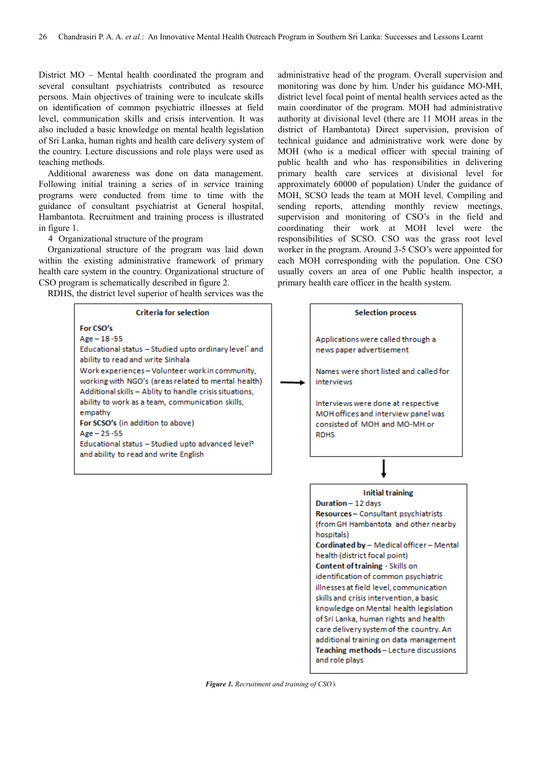District MO – Mental health coordinated the program and several consultant psychiatrists contributed as resource persons. Main objectives of training were to inculcate skills on identification of common psychiatric illnesses at field level, communication skills and crisis intervention. It was also included a basic knowledge on mental health legislation of Sri Lanka, human rights and health care delivery system of the country. Lecture discussions and role plays were used as teaching methods.

Additional awareness was done on data management. Following initial training a series of in service training programs were conducted from time to time with the guidance of consultant psychiatrist at General hospital, Hambantota. Recruitment and training process is illustrated in figure 1.

## 4 Organizational structure of the program

Organizational structure of the program was laid down within the existing administrative framework of primary health care system in the country. Organizational structure of CSO program is schematically described in figure 2.

RDHS, the district level superior of health services was the administrative head of the program. Overall supervision and monitoring was done by him. Under his guidance MO-MH, district level focal point of mental health services acted as the main coordinator of the program. MOH had administrative authority at divisional level (there are 11 MOH areas in the district of Hambantota) Direct supervision, provision of technical guidance and administrative work were done by MOH (who is a medical officer with special training of public health and who has responsibilities in delivering primary health care services at divisional level for approximately 60000 of population) Under the guidance of MOH, SCSO leads the team at MOH level. Compiling and sending reports, attending monthly review meetings, supervision and monitoring of CSO's in the field and coordinating their work at MOH level were the responsibilities of SCSO. CSO was the grass root level worker in the program. Around 3-5 CSO's were appointed for each MOH corresponding with the population. One CSO usually covers an area of one Public health inspector, a primary health care officer in the health system.

**Criteria for selection**

**For CSO's**
Age – 18 -55
Educational status – Studied upto ordinary level[a] and ability to read and write Sinhala
Work experiences – Volunteer work in community, working with NGO's (areas related to mental health)
Additional skills – Ablity to handle crisis situations, ability to work as a team, communication skills, empathy
**For SCSO's** (in addition to above)
Age – 25 -55
Educational status – Studied upto advanced level[b] and ability to read and write English

→

**Selection process**

Applications were called through a news paper advertisement

Names were short listed and called for interviews

Interviews were done at respective MOH offices and interview panel was consisted of MOH and MO-MH or RDHS

↓

**Initial training**
**Duration** – 12 days
**Resources** – Consultant psychiatrists (from GH Hambantota and other nearby hospitals)
**Cordinated by** – Medical officer – Mental health (district focal point)
**Content of training** - Skills on identification of common psychiatric illnesses at field level, communication skills and crisis intervention, a basic knowledge on Mental health legislation of Sri Lanka, human rights and health care delivery system of the country. An additional training on data management
**Teaching methods** – Lecture discussions and role plays

***Figure 1.** Recruitment and training of CSO's*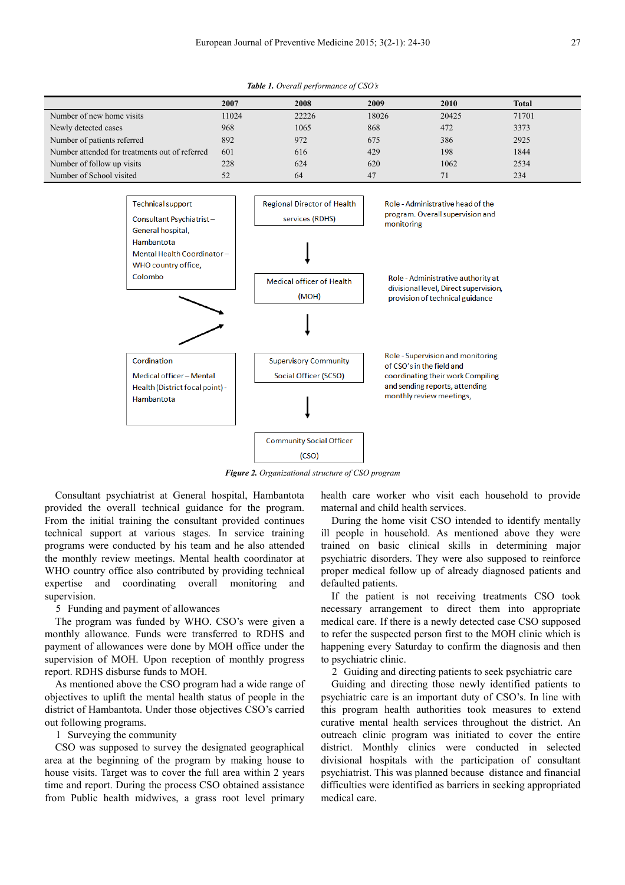*Table 1. Overall performance of CSO's*

| | 2007 | 2008 | 2009 | 2010 | Total |
|---|---|---|---|---|---|
| Number of new home visits | 11024 | 22226 | 18026 | 20425 | 71701 |
| Newly detected cases | 968 | 1065 | 868 | 472 | 3373 |
| Number of patients referred | 892 | 972 | 675 | 386 | 2925 |
| Number attended for treatments out of referred | 601 | 616 | 429 | 198 | 1844 |
| Number of follow up visits | 228 | 624 | 620 | 1062 | 2534 |
| Number of School visited | 52 | 64 | 47 | 71 | 234 |

Technical support

Consultant Psychiatrist – General hospital, Hambantota

Mental Health Coordinator – WHO country office, Colombo

Regional Director of Health services (RDHS)

Role - Administrative head of the program. Overall supervision and monitoring

Medical officer of Health (MOH)

Role - Administrative authority at divisional level, Direct supervision, provision of technical guidance

Cordination

Medical officer – Mental Health (District focal point) - Hambantota

Supervisory Community Social Officer (SCSO)

Role - Supervision and monitoring of CSO's in the field and coordinating their work Compiling and sending reports, attending monthly review meetings,

Community Social Officer (CSO)

***Figure 2.** Organizational structure of CSO program*

Consultant psychiatrist at General hospital, Hambantota provided the overall technical guidance for the program. From the initial training the consultant provided continues technical support at various stages. In service training programs were conducted by his team and he also attended the monthly review meetings. Mental health coordinator at WHO country office also contributed by providing technical expertise and coordinating overall monitoring and supervision.

5 Funding and payment of allowances

The program was funded by WHO. CSO's were given a monthly allowance. Funds were transferred to RDHS and payment of allowances were done by MOH office under the supervision of MOH. Upon reception of monthly progress report. RDHS disburse funds to MOH.

As mentioned above the CSO program had a wide range of objectives to uplift the mental health status of people in the district of Hambantota. Under those objectives CSO's carried out following programs.

1 Surveying the community

CSO was supposed to survey the designated geographical area at the beginning of the program by making house to house visits. Target was to cover the full area within 2 years time and report. During the process CSO obtained assistance from Public health midwives, a grass root level primary health care worker who visit each household to provide maternal and child health services.

During the home visit CSO intended to identify mentally ill people in household. As mentioned above they were trained on basic clinical skills in determining major psychiatric disorders. They were also supposed to reinforce proper medical follow up of already diagnosed patients and defaulted patients.

If the patient is not receiving treatments CSO took necessary arrangement to direct them into appropriate medical care. If there is a newly detected case CSO supposed to refer the suspected person first to the MOH clinic which is happening every Saturday to confirm the diagnosis and then to psychiatric clinic.

2 Guiding and directing patients to seek psychiatric care

Guiding and directing those newly identified patients to psychiatric care is an important duty of CSO's. In line with this program health authorities took measures to extend curative mental health services throughout the district. An outreach clinic program was initiated to cover the entire district. Monthly clinics were conducted in selected divisional hospitals with the participation of consultant psychiatrist. This was planned because distance and financial difficulties were identified as barriers in seeking appropriated medical care.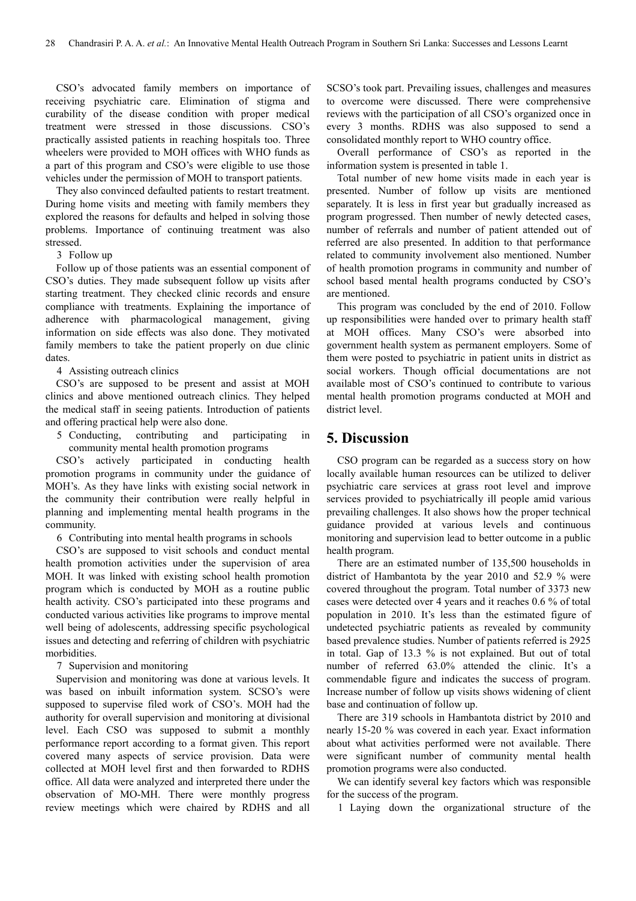CSO's advocated family members on importance of receiving psychiatric care. Elimination of stigma and curability of the disease condition with proper medical treatment were stressed in those discussions. CSO's practically assisted patients in reaching hospitals too. Three wheelers were provided to MOH offices with WHO funds as a part of this program and CSO's were eligible to use those vehicles under the permission of MOH to transport patients.

They also convinced defaulted patients to restart treatment. During home visits and meeting with family members they explored the reasons for defaults and helped in solving those problems. Importance of continuing treatment was also stressed.

3 Follow up

Follow up of those patients was an essential component of CSO's duties. They made subsequent follow up visits after starting treatment. They checked clinic records and ensure compliance with treatments. Explaining the importance of adherence with pharmacological management, giving information on side effects was also done. They motivated family members to take the patient properly on due clinic dates.

4 Assisting outreach clinics

CSO's are supposed to be present and assist at MOH clinics and above mentioned outreach clinics. They helped the medical staff in seeing patients. Introduction of patients and offering practical help were also done.

5 Conducting, contributing and participating in community mental health promotion programs

CSO's actively participated in conducting health promotion programs in community under the guidance of MOH's. As they have links with existing social network in the community their contribution were really helpful in planning and implementing mental health programs in the community.

6 Contributing into mental health programs in schools

CSO's are supposed to visit schools and conduct mental health promotion activities under the supervision of area MOH. It was linked with existing school health promotion program which is conducted by MOH as a routine public health activity. CSO's participated into these programs and conducted various activities like programs to improve mental well being of adolescents, addressing specific psychological issues and detecting and referring of children with psychiatric morbidities.

7 Supervision and monitoring

Supervision and monitoring was done at various levels. It was based on inbuilt information system. SCSO's were supposed to supervise filed work of CSO's. MOH had the authority for overall supervision and monitoring at divisional level. Each CSO was supposed to submit a monthly performance report according to a format given. This report covered many aspects of service provision. Data were collected at MOH level first and then forwarded to RDHS office. All data were analyzed and interpreted there under the observation of MO-MH. There were monthly progress review meetings which were chaired by RDHS and all SCSO's took part. Prevailing issues, challenges and measures to overcome were discussed. There were comprehensive reviews with the participation of all CSO's organized once in every 3 months. RDHS was also supposed to send a consolidated monthly report to WHO country office.

Overall performance of CSO's as reported in the information system is presented in table 1.

Total number of new home visits made in each year is presented. Number of follow up visits are mentioned separately. It is less in first year but gradually increased as program progressed. Then number of newly detected cases, number of referrals and number of patient attended out of referred are also presented. In addition to that performance related to community involvement also mentioned. Number of health promotion programs in community and number of school based mental health programs conducted by CSO's are mentioned.

This program was concluded by the end of 2010. Follow up responsibilities were handed over to primary health staff at MOH offices. Many CSO's were absorbed into government health system as permanent employers. Some of them were posted to psychiatric in patient units in district as social workers. Though official documentations are not available most of CSO's continued to contribute to various mental health promotion programs conducted at MOH and district level.

## 5. Discussion

CSO program can be regarded as a success story on how locally available human resources can be utilized to deliver psychiatric care services at grass root level and improve services provided to psychiatrically ill people amid various prevailing challenges. It also shows how the proper technical guidance provided at various levels and continuous monitoring and supervision lead to better outcome in a public health program.

There are an estimated number of 135,500 households in district of Hambantota by the year 2010 and 52.9 % were covered throughout the program. Total number of 3373 new cases were detected over 4 years and it reaches 0.6 % of total population in 2010. It's less than the estimated figure of undetected psychiatric patients as revealed by community based prevalence studies. Number of patients referred is 2925 in total. Gap of 13.3 % is not explained. But out of total number of referred 63.0% attended the clinic. It's a commendable figure and indicates the success of program. Increase number of follow up visits shows widening of client base and continuation of follow up.

There are 319 schools in Hambantota district by 2010 and nearly 15-20 % was covered in each year. Exact information about what activities performed were not available. There were significant number of community mental health promotion programs were also conducted.

We can identify several key factors which was responsible for the success of the program.

1 Laying down the organizational structure of the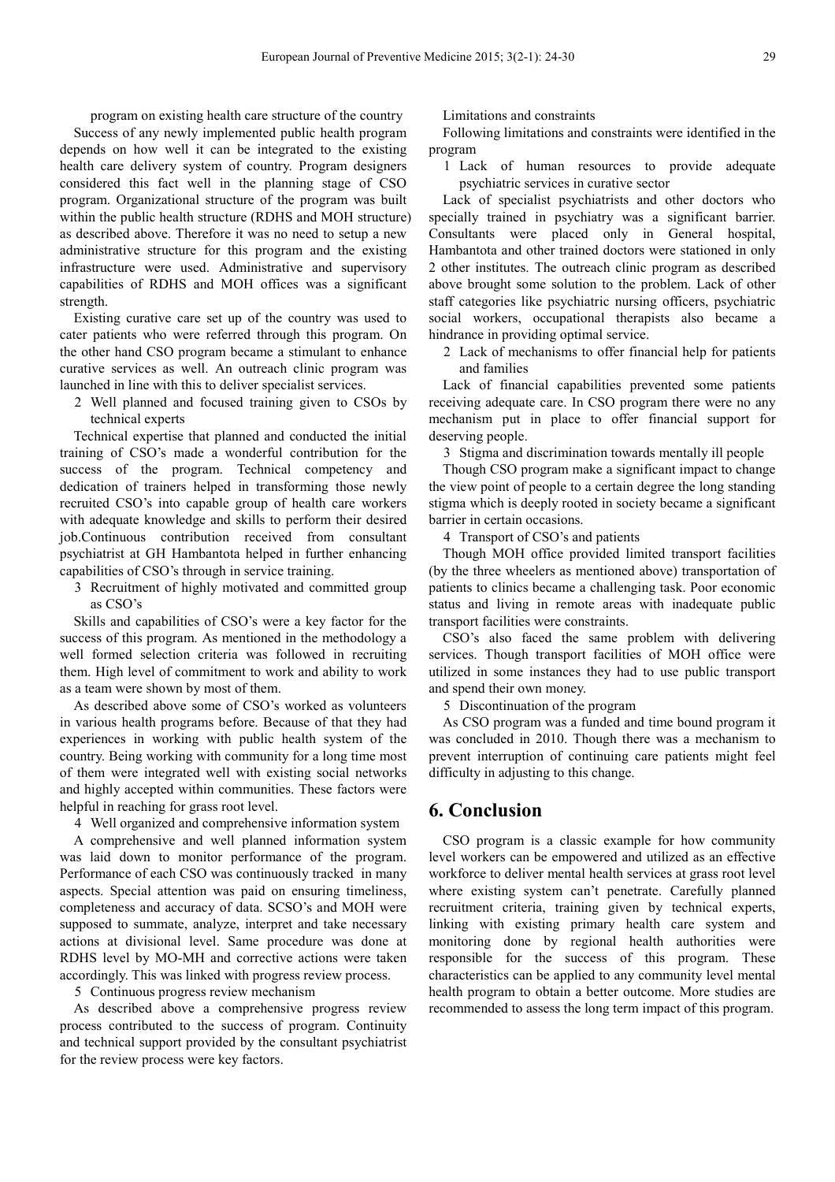program on existing health care structure of the country

Success of any newly implemented public health program depends on how well it can be integrated to the existing health care delivery system of country. Program designers considered this fact well in the planning stage of CSO program. Organizational structure of the program was built within the public health structure (RDHS and MOH structure) as described above. Therefore it was no need to setup a new administrative structure for this program and the existing infrastructure were used. Administrative and supervisory capabilities of RDHS and MOH offices was a significant strength.

Existing curative care set up of the country was used to cater patients who were referred through this program. On the other hand CSO program became a stimulant to enhance curative services as well. An outreach clinic program was launched in line with this to deliver specialist services.

2 Well planned and focused training given to CSOs by technical experts

Technical expertise that planned and conducted the initial training of CSO's made a wonderful contribution for the success of the program. Technical competency and dedication of trainers helped in transforming those newly recruited CSO's into capable group of health care workers with adequate knowledge and skills to perform their desired job.Continuous contribution received from consultant psychiatrist at GH Hambantota helped in further enhancing capabilities of CSO's through in service training.

3 Recruitment of highly motivated and committed group as CSO's

Skills and capabilities of CSO's were a key factor for the success of this program. As mentioned in the methodology a well formed selection criteria was followed in recruiting them. High level of commitment to work and ability to work as a team were shown by most of them.

As described above some of CSO's worked as volunteers in various health programs before. Because of that they had experiences in working with public health system of the country. Being working with community for a long time most of them were integrated well with existing social networks and highly accepted within communities. These factors were helpful in reaching for grass root level.

4 Well organized and comprehensive information system

A comprehensive and well planned information system was laid down to monitor performance of the program. Performance of each CSO was continuously tracked in many aspects. Special attention was paid on ensuring timeliness, completeness and accuracy of data. SCSO's and MOH were supposed to summate, analyze, interpret and take necessary actions at divisional level. Same procedure was done at RDHS level by MO-MH and corrective actions were taken accordingly. This was linked with progress review process.

5 Continuous progress review mechanism

As described above a comprehensive progress review process contributed to the success of program. Continuity and technical support provided by the consultant psychiatrist for the review process were key factors.

Limitations and constraints

Following limitations and constraints were identified in the program

1 Lack of human resources to provide adequate psychiatric services in curative sector

Lack of specialist psychiatrists and other doctors who specially trained in psychiatry was a significant barrier. Consultants were placed only in General hospital, Hambantota and other trained doctors were stationed in only 2 other institutes. The outreach clinic program as described above brought some solution to the problem. Lack of other staff categories like psychiatric nursing officers, psychiatric social workers, occupational therapists also became a hindrance in providing optimal service.

2 Lack of mechanisms to offer financial help for patients and families

Lack of financial capabilities prevented some patients receiving adequate care. In CSO program there were no any mechanism put in place to offer financial support for deserving people.

3 Stigma and discrimination towards mentally ill people

Though CSO program make a significant impact to change the view point of people to a certain degree the long standing stigma which is deeply rooted in society became a significant barrier in certain occasions.

4 Transport of CSO's and patients

Though MOH office provided limited transport facilities (by the three wheelers as mentioned above) transportation of patients to clinics became a challenging task. Poor economic status and living in remote areas with inadequate public transport facilities were constraints.

CSO's also faced the same problem with delivering services. Though transport facilities of MOH office were utilized in some instances they had to use public transport and spend their own money.

5 Discontinuation of the program

As CSO program was a funded and time bound program it was concluded in 2010. Though there was a mechanism to prevent interruption of continuing care patients might feel difficulty in adjusting to this change.

## 6. Conclusion

CSO program is a classic example for how community level workers can be empowered and utilized as an effective workforce to deliver mental health services at grass root level where existing system can't penetrate. Carefully planned recruitment criteria, training given by technical experts, linking with existing primary health care system and monitoring done by regional health authorities were responsible for the success of this program. These characteristics can be applied to any community level mental health program to obtain a better outcome. More studies are recommended to assess the long term impact of this program.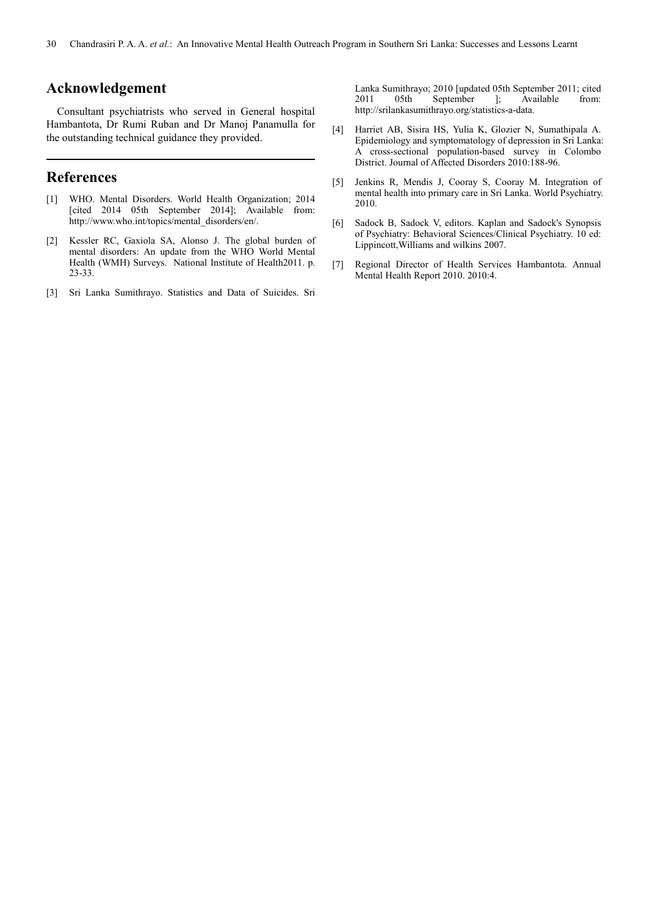## Acknowledgement

Consultant psychiatrists who served in General hospital Hambantota, Dr Rumi Ruban and Dr Manoj Panamulla for the outstanding technical guidance they provided.

## References

[1] WHO. Mental Disorders. World Health Organization; 2014 [cited 2014 05th September 2014]; Available from: http://www.who.int/topics/mental_disorders/en/.

[2] Kessler RC, Gaxiola SA, Alonso J. The global burden of mental disorders: An update from the WHO World Mental Health (WMH) Surveys. National Institute of Health2011. p. 23-33.

[3] Sri Lanka Sumithrayo. Statistics and Data of Suicides. Sri Lanka Sumithrayo; 2010 [updated 05th September 2011; cited 2011 05th September ]; Available from: http://srilankasumithrayo.org/statistics-a-data.

[4] Harriet AB, Sisira HS, Yulia K, Glozier N, Sumathipala A. Epidemiology and symptomatology of depression in Sri Lanka: A cross-sectional population-based survey in Colombo District. Journal of Affected Disorders 2010:188-96.

[5] Jenkins R, Mendis J, Cooray S, Cooray M. Integration of mental health into primary care in Sri Lanka. World Psychiatry. 2010.

[6] Sadock B, Sadock V, editors. Kaplan and Sadock's Synopsis of Psychiatry: Behavioral Sciences/Clinical Psychiatry. 10 ed: Lippincott,Williams and wilkins 2007.

[7] Regional Director of Health Services Hambantota. Annual Mental Health Report 2010. 2010:4.